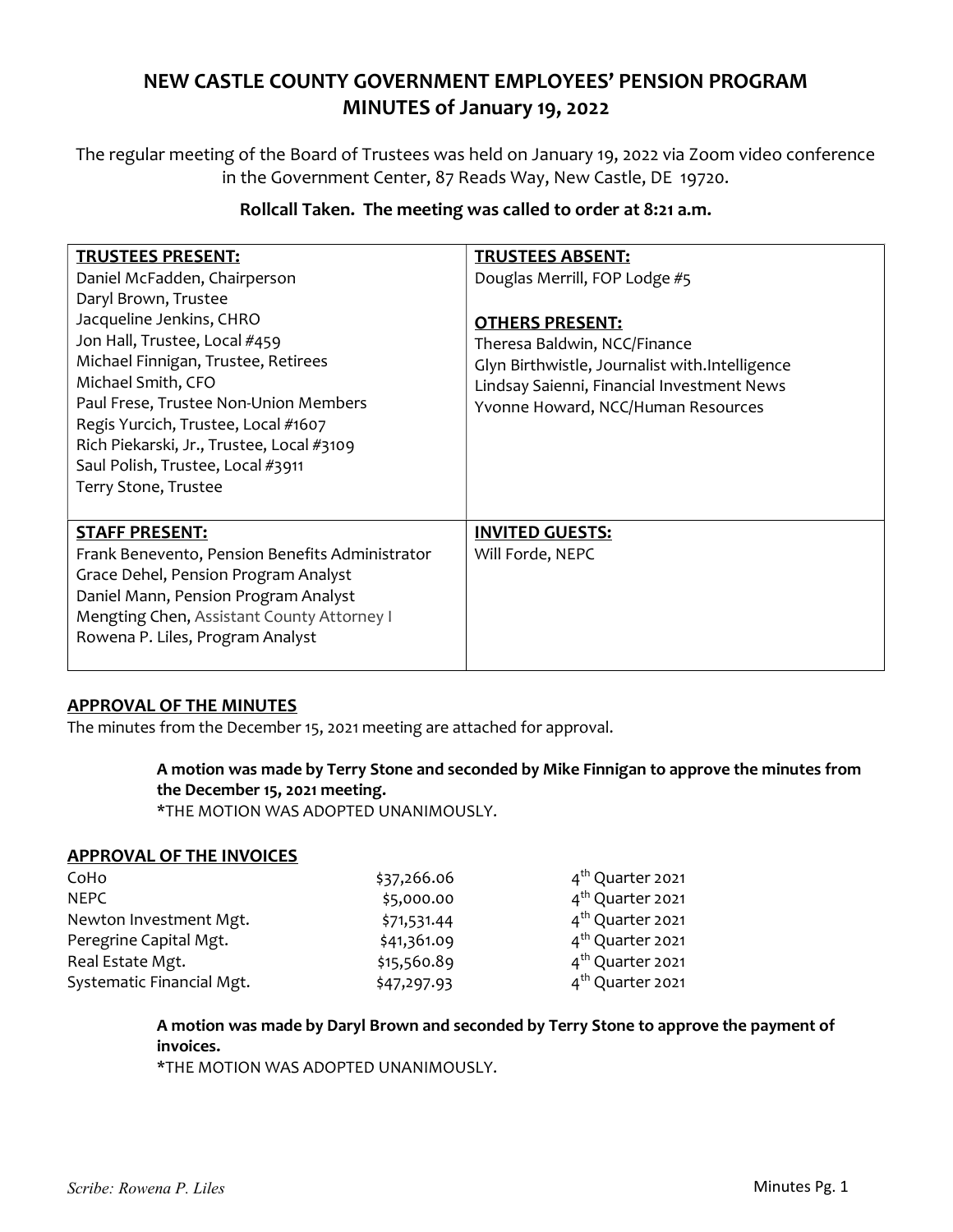# NEW CASTLE COUNTY GOVERNMENT EMPLOYEES' PENSION PROGRAM
# MINUTES of January 19, 2022

The regular meeting of the Board of Trustees was held on January 19, 2022 via Zoom video conference in the Government Center, 87 Reads Way, New Castle, DE 19720.

**Rollcall Taken. The meeting was called to order at 8:21 a.m.**

| **TRUSTEES PRESENT:** | **TRUSTEES ABSENT:** |
|---|---|
| Daniel McFadden, Chairperson<br>Daryl Brown, Trustee<br>Jacqueline Jenkins, CHRO<br>Jon Hall, Trustee, Local #459<br>Michael Finnigan, Trustee, Retirees<br>Michael Smith, CFO<br>Paul Frese, Trustee Non-Union Members<br>Regis Yurcich, Trustee, Local #1607<br>Rich Piekarski, Jr., Trustee, Local #3109<br>Saul Polish, Trustee, Local #3911<br>Terry Stone, Trustee | Douglas Merrill, FOP Lodge #5<br><br>**OTHERS PRESENT:**<br>Theresa Baldwin, NCC/Finance<br>Glyn Birthwistle, Journalist with.Intelligence<br>Lindsay Saienni, Financial Investment News<br>Yvonne Howard, NCC/Human Resources |
| **STAFF PRESENT:**<br>Frank Benevento, Pension Benefits Administrator<br>Grace Dehel, Pension Program Analyst<br>Daniel Mann, Pension Program Analyst<br>Mengting Chen, Assistant County Attorney I<br>Rowena P. Liles, Program Analyst | **INVITED GUESTS:**<br>Will Forde, NEPC |

## APPROVAL OF THE MINUTES

The minutes from the December 15, 2021 meeting are attached for approval.

> **A motion was made by Terry Stone and seconded by Mike Finnigan to approve the minutes from the December 15, 2021 meeting.**
> *THE MOTION WAS ADOPTED UNANIMOUSLY.

## APPROVAL OF THE INVOICES

| | | |
|---|---:|---|
| CoHo | $37,266.06 | 4th Quarter 2021 |
| NEPC | $5,000.00 | 4th Quarter 2021 |
| Newton Investment Mgt. | $71,531.44 | 4th Quarter 2021 |
| Peregrine Capital Mgt. | $41,361.09 | 4th Quarter 2021 |
| Real Estate Mgt. | $15,560.89 | 4th Quarter 2021 |
| Systematic Financial Mgt. | $47,297.93 | 4th Quarter 2021 |

> **A motion was made by Daryl Brown and seconded by Terry Stone to approve the payment of invoices.**
> *THE MOTION WAS ADOPTED UNANIMOUSLY.

*Scribe: Rowena P. Liles*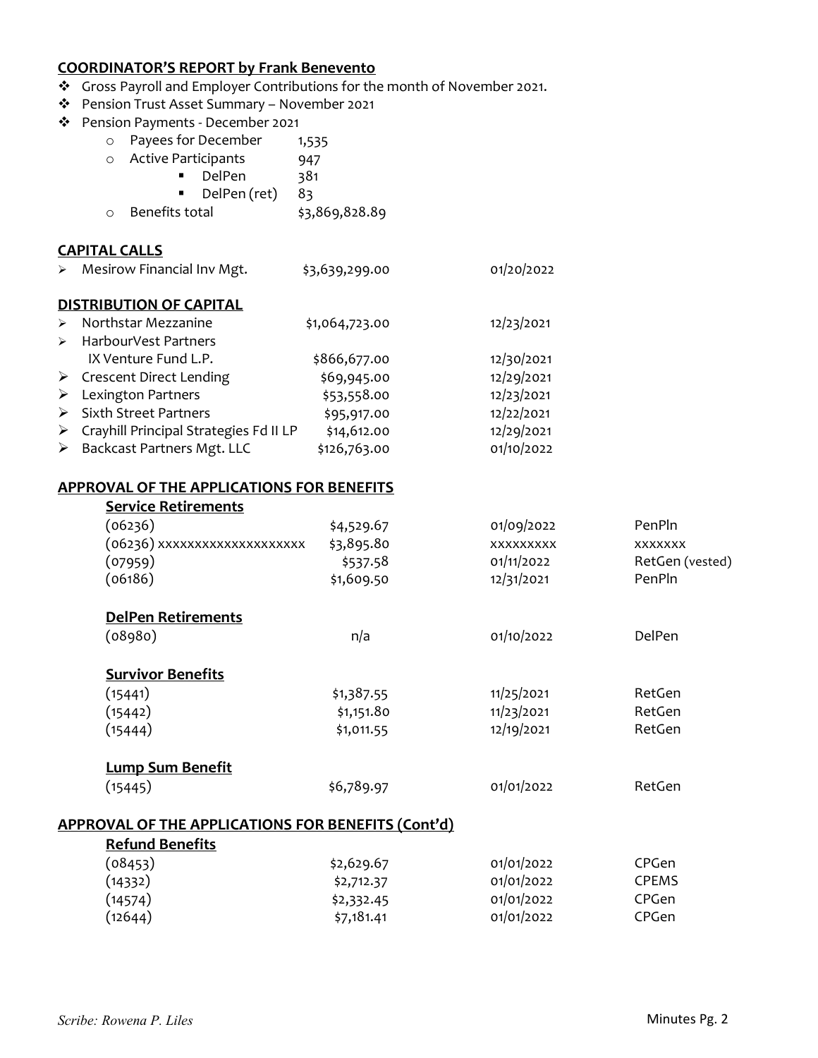## COORDINATOR'S REPORT by Frank Benevento

- Gross Payroll and Employer Contributions for the month of November 2021.
- Pension Trust Asset Summary – November 2021
- Pension Payments - December 2021
  - Payees for December 1,535
  - Active Participants 947
    - DelPen 381
    - DelPen (ret) 83
  - Benefits total $3,869,828.89

## CAPITAL CALLS

| | | |
|---|---|---|
| Mesirow Financial Inv Mgt. | $3,639,299.00 | 01/20/2022 |

## DISTRIBUTION OF CAPITAL

| | | |
|---|---|---|
| Northstar Mezzanine | $1,064,723.00 | 12/23/2021 |
| HarbourVest Partners IX Venture Fund L.P. | $866,677.00 | 12/30/2021 |
| Crescent Direct Lending | $69,945.00 | 12/29/2021 |
| Lexington Partners | $53,558.00 | 12/23/2021 |
| Sixth Street Partners | $95,917.00 | 12/22/2021 |
| Crayhill Principal Strategies Fd II LP | $14,612.00 | 12/29/2021 |
| Backcast Partners Mgt. LLC | $126,763.00 | 01/10/2022 |

## APPROVAL OF THE APPLICATIONS FOR BENEFITS

### Service Retirements

| | | | |
|---|---|---|---|
| (06236) | $4,529.67 | 01/09/2022 | PenPln |
| (06236) xxxxxxxxxxxxxxxxxxx | $3,895.80 | xxxxxxxxx | xxxxxxx |
| (07959) | $537.58 | 01/11/2022 | RetGen (vested) |
| (06186) | $1,609.50 | 12/31/2021 | PenPln |

### DelPen Retirements

| | | | |
|---|---|---|---|
| (08980) | n/a | 01/10/2022 | DelPen |

### Survivor Benefits

| | | | |
|---|---|---|---|
| (15441) | $1,387.55 | 11/25/2021 | RetGen |
| (15442) | $1,151.80 | 11/23/2021 | RetGen |
| (15444) | $1,011.55 | 12/19/2021 | RetGen |

### Lump Sum Benefit

| | | | |
|---|---|---|---|
| (15445) | $6,789.97 | 01/01/2022 | RetGen |

## APPROVAL OF THE APPLICATIONS FOR BENEFITS (Cont'd)

### Refund Benefits

| | | | |
|---|---|---|---|
| (08453) | $2,629.67 | 01/01/2022 | CPGen |
| (14332) | $2,712.37 | 01/01/2022 | CPEMS |
| (14574) | $2,332.45 | 01/01/2022 | CPGen |
| (12644) | $7,181.41 | 01/01/2022 | CPGen |

*Scribe: Rowena P. Liles*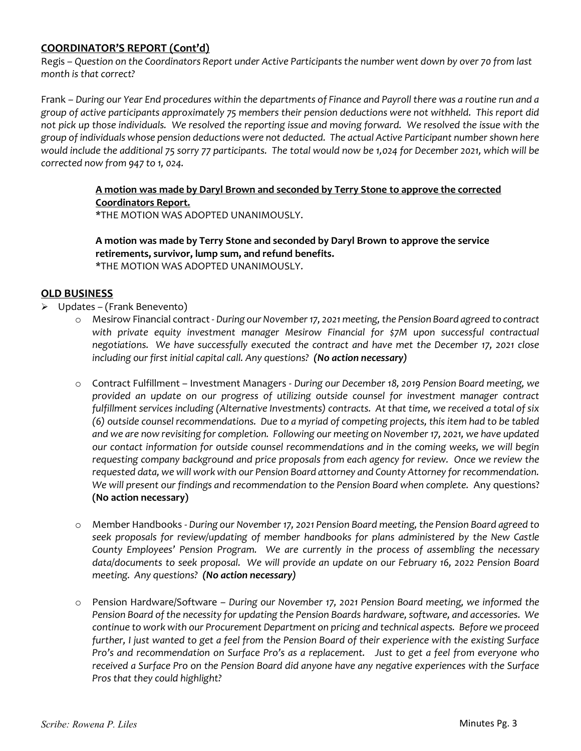## **COORDINATOR'S REPORT (Cont'd)**

Regis – *Question on the Coordinators Report under Active Participants the number went down by over 70 from last month is that correct?*

Frank – *During our Year End procedures within the departments of Finance and Payroll there was a routine run and a group of active participants approximately 75 members their pension deductions were not withheld. This report did not pick up those individuals. We resolved the reporting issue and moving forward. We resolved the issue with the group of individuals whose pension deductions were not deducted. The actual Active Participant number shown here would include the additional 75 sorry 77 participants. The total would now be 1,024 for December 2021, which will be corrected now from 947 to 1, 024.*

> **A motion was made by Daryl Brown and seconded by Terry Stone to approve the corrected Coordinators Report.**
> *THE MOTION WAS ADOPTED UNANIMOUSLY.
>
> **A motion was made by Terry Stone and seconded by Daryl Brown to approve the service retirements, survivor, lump sum, and refund benefits.**
> *THE MOTION WAS ADOPTED UNANIMOUSLY.

## **OLD BUSINESS**

- Updates – (Frank Benevento)
  - Mesirow Financial contract - *During our November 17, 2021 meeting, the Pension Board agreed to contract with private equity investment manager Mesirow Financial for $7M upon successful contractual negotiations. We have successfully executed the contract and have met the December 17, 2021 close including our first initial capital call. Any questions?* ***(No action necessary)***
  - Contract Fulfillment – Investment Managers - *During our December 18, 2019 Pension Board meeting, we provided an update on our progress of utilizing outside counsel for investment manager contract fulfillment services including (Alternative Investments) contracts. At that time, we received a total of six (6) outside counsel recommendations. Due to a myriad of competing projects, this item had to be tabled and we are now revisiting for completion. Following our meeting on November 17, 2021, we have updated our contact information for outside counsel recommendations and in the coming weeks, we will begin requesting company background and price proposals from each agency for review. Once we review the requested data, we will work with our Pension Board attorney and County Attorney for recommendation. We will present our findings and recommendation to the Pension Board when complete.* Any questions? **(No action necessary)**
  - Member Handbooks - *During our November 17, 2021 Pension Board meeting, the Pension Board agreed to seek proposals for review/updating of member handbooks for plans administered by the New Castle County Employees' Pension Program. We are currently in the process of assembling the necessary data/documents to seek proposal. We will provide an update on our February 16, 2022 Pension Board meeting. Any questions?* ***(No action necessary)***
  - Pension Hardware/Software – *During our November 17, 2021 Pension Board meeting, we informed the Pension Board of the necessity for updating the Pension Boards hardware, software, and accessories. We continue to work with our Procurement Department on pricing and technical aspects. Before we proceed further, I just wanted to get a feel from the Pension Board of their experience with the existing Surface Pro's and recommendation on Surface Pro's as a replacement. Just to get a feel from everyone who received a Surface Pro on the Pension Board did anyone have any negative experiences with the Surface Pros that they could highlight?*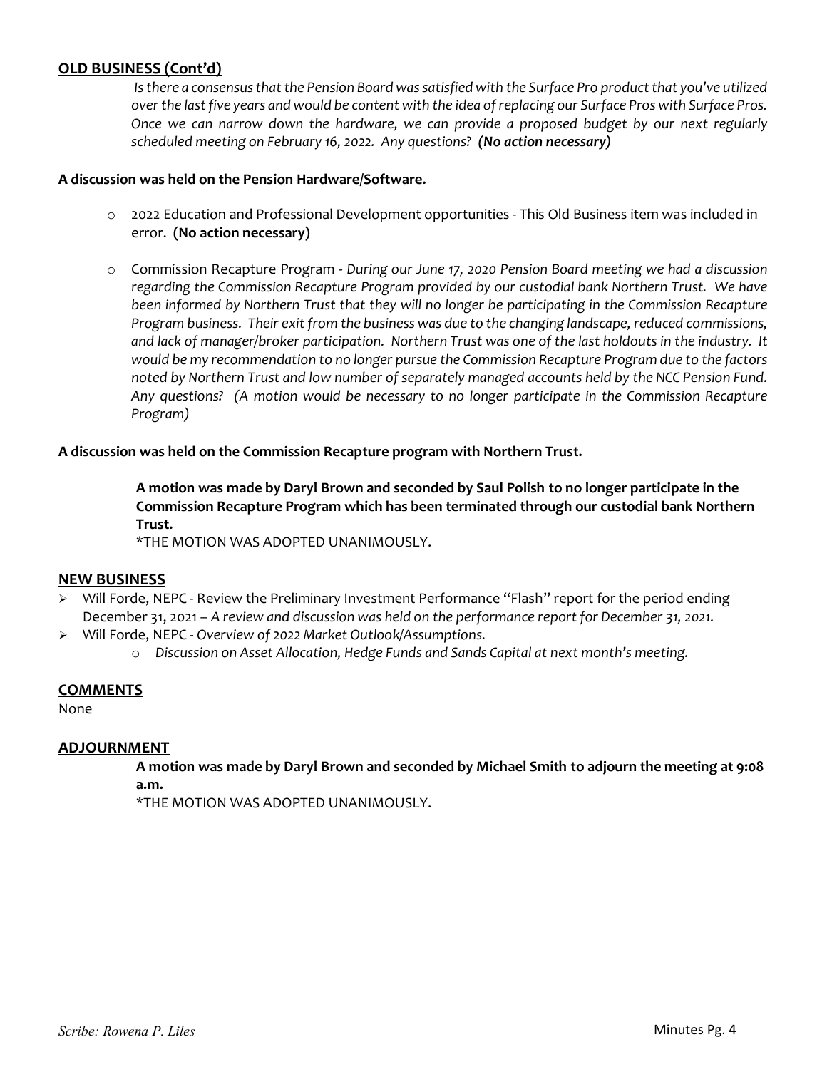## OLD BUSINESS (Cont'd)

*Is there a consensus that the Pension Board was satisfied with the Surface Pro product that you've utilized over the last five years and would be content with the idea of replacing our Surface Pros with Surface Pros. Once we can narrow down the hardware, we can provide a proposed budget by our next regularly scheduled meeting on February 16, 2022. Any questions?* ***(No action necessary)***

**A discussion was held on the Pension Hardware/Software.**

- 2022 Education and Professional Development opportunities - This Old Business item was included in error. **(No action necessary)**

- Commission Recapture Program - *During our June 17, 2020 Pension Board meeting we had a discussion regarding the Commission Recapture Program provided by our custodial bank Northern Trust. We have been informed by Northern Trust that they will no longer be participating in the Commission Recapture Program business. Their exit from the business was due to the changing landscape, reduced commissions, and lack of manager/broker participation. Northern Trust was one of the last holdouts in the industry. It would be my recommendation to no longer pursue the Commission Recapture Program due to the factors noted by Northern Trust and low number of separately managed accounts held by the NCC Pension Fund. Any questions? (A motion would be necessary to no longer participate in the Commission Recapture Program)*

**A discussion was held on the Commission Recapture program with Northern Trust.**

> **A motion was made by Daryl Brown and seconded by Saul Polish to no longer participate in the Commission Recapture Program which has been terminated through our custodial bank Northern Trust.**
> *THE MOTION WAS ADOPTED UNANIMOUSLY.

## NEW BUSINESS

- Will Forde, NEPC - Review the Preliminary Investment Performance "Flash" report for the period ending December 31, 2021 – *A review and discussion was held on the performance report for December 31, 2021.*
- Will Forde, NEPC - *Overview of 2022 Market Outlook/Assumptions.*
  - *Discussion on Asset Allocation, Hedge Funds and Sands Capital at next month's meeting.*

## COMMENTS

None

## ADJOURNMENT

> **A motion was made by Daryl Brown and seconded by Michael Smith to adjourn the meeting at 9:08 a.m.**
> *THE MOTION WAS ADOPTED UNANIMOUSLY.

*Scribe: Rowena P. Liles*